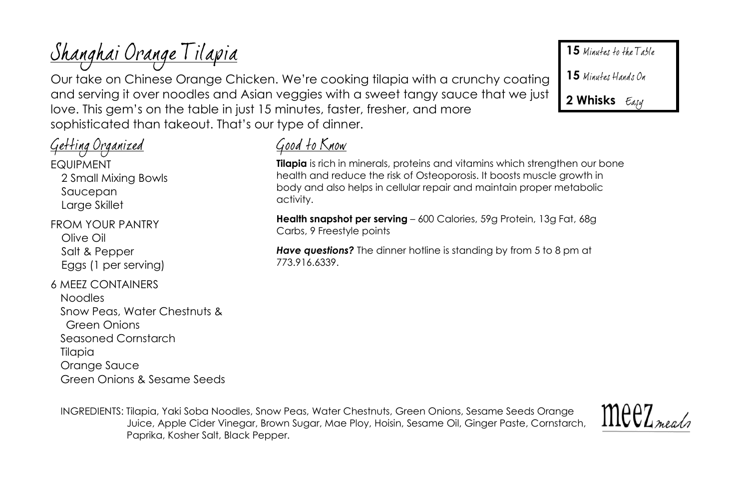# Shanghai Orange Tilapia

Our take on Chinese Orange Chicken. We're cooking tilapia with a crunchy coating and serving it over noodles and Asian veggies with a sweet tangy sauce that we just love. This gem's on the table in just 15 minutes, faster, fresher, and more sophisticated than takeout. That's our type of dinner.

**15** Minutes to the Table

**15** Minutes Hands On

**2 Whisks** Easy

## Getting Organized

EQUIPMENT
- 2 Small Mixing Bowls
- Saucepan
- Large Skillet

FROM YOUR PANTRY
- Olive Oil
- Salt & Pepper
- Eggs (1 per serving)

6 MEEZ CONTAINERS
- Noodles
- Snow Peas, Water Chestnuts & Green Onions
- Seasoned Cornstarch
- Tilapia
- Orange Sauce
- Green Onions & Sesame Seeds

## Good to Know

**Tilapia** is rich in minerals, proteins and vitamins which strengthen our bone health and reduce the risk of Osteoporosis. It boosts muscle growth in body and also helps in cellular repair and maintain proper metabolic activity.

**Health snapshot per serving** – 600 Calories, 59g Protein, 13g Fat, 68g Carbs, 9 Freestyle points

***Have questions?*** The dinner hotline is standing by from 5 to 8 pm at 773.916.6339.

INGREDIENTS: Tilapia, Yaki Soba Noodles, Snow Peas, Water Chestnuts, Green Onions, Sesame Seeds Orange Juice, Apple Cider Vinegar, Brown Sugar, Mae Ploy, Hoisin, Sesame Oil, Ginger Paste, Cornstarch, Paprika, Kosher Salt, Black Pepper.

meez meals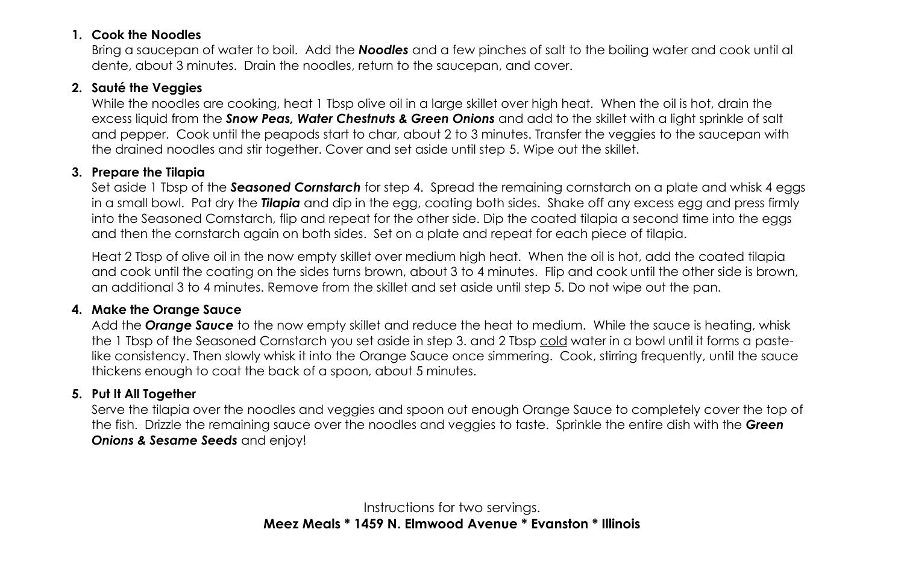1. **Cook the Noodles**
   Bring a saucepan of water to boil. Add the ***Noodles*** and a few pinches of salt to the boiling water and cook until al dente, about 3 minutes. Drain the noodles, return to the saucepan, and cover.

2. **Sauté the Veggies**
   While the noodles are cooking, heat 1 Tbsp olive oil in a large skillet over high heat. When the oil is hot, drain the excess liquid from the ***Snow Peas, Water Chestnuts & Green Onions*** and add to the skillet with a light sprinkle of salt and pepper. Cook until the peapods start to char, about 2 to 3 minutes. Transfer the veggies to the saucepan with the drained noodles and stir together. Cover and set aside until step 5. Wipe out the skillet.

3. **Prepare the Tilapia**
   Set aside 1 Tbsp of the ***Seasoned Cornstarch*** for step 4. Spread the remaining cornstarch on a plate and whisk 4 eggs in a small bowl. Pat dry the ***Tilapia*** and dip in the egg, coating both sides. Shake off any excess egg and press firmly into the Seasoned Cornstarch, flip and repeat for the other side. Dip the coated tilapia a second time into the eggs and then the cornstarch again on both sides. Set on a plate and repeat for each piece of tilapia.

   Heat 2 Tbsp of olive oil in the now empty skillet over medium high heat. When the oil is hot, add the coated tilapia and cook until the coating on the sides turns brown, about 3 to 4 minutes. Flip and cook until the other side is brown, an additional 3 to 4 minutes. Remove from the skillet and set aside until step 5. Do not wipe out the pan.

4. **Make the Orange Sauce**
   Add the ***Orange Sauce*** to the now empty skillet and reduce the heat to medium. While the sauce is heating, whisk the 1 Tbsp of the Seasoned Cornstarch you set aside in step 3. and 2 Tbsp cold water in a bowl until it forms a paste-like consistency. Then slowly whisk it into the Orange Sauce once simmering. Cook, stirring frequently, until the sauce thickens enough to coat the back of a spoon, about 5 minutes.

5. **Put It All Together**
   Serve the tilapia over the noodles and veggies and spoon out enough Orange Sauce to completely cover the top of the fish. Drizzle the remaining sauce over the noodles and veggies to taste. Sprinkle the entire dish with the ***Green Onions & Sesame Seeds*** and enjoy!

Instructions for two servings.

**Meez Meals * 1459 N. Elmwood Avenue * Evanston * Illinois**